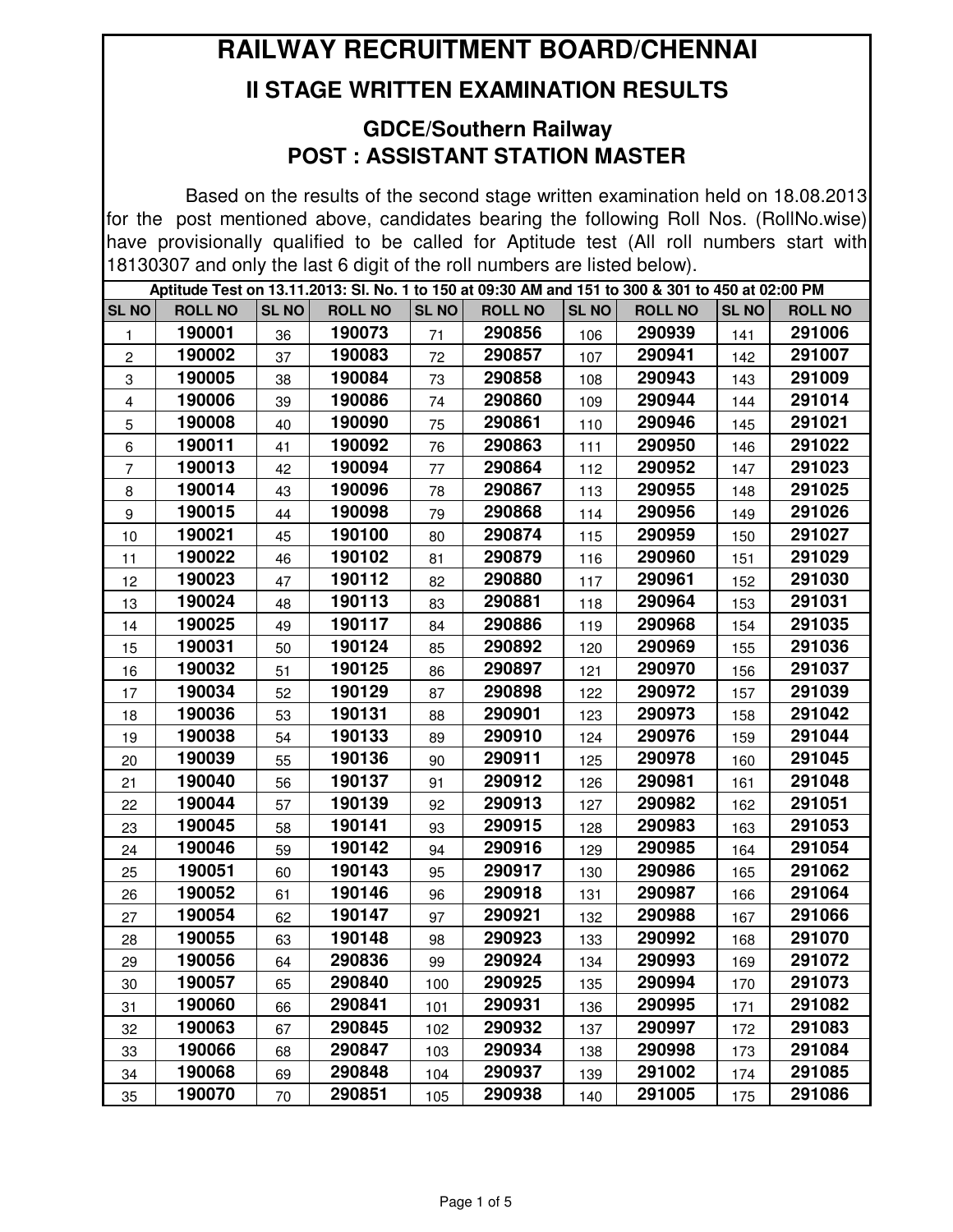# RAILWAY RECRUITMENT BOARD/CHENNAI

## II STAGE WRITTEN EXAMINATION RESULTS

### GDCE/Southern Railway
### POST : ASSISTANT STATION MASTER

Based on the results of the second stage written examination held on 18.08.2013 for the post mentioned above, candidates bearing the following Roll Nos. (RollNo.wise) have provisionally qualified to be called for Aptitude test (All roll numbers start with 18130307 and only the last 6 digit of the roll numbers are listed below).

**Aptitude Test on 13.11.2013: Sl. No. 1 to 150 at 09:30 AM and 151 to 300 & 301 to 450 at 02:00 PM**

| SL NO | ROLL NO | SL NO | ROLL NO | SL NO | ROLL NO | SL NO | ROLL NO | SL NO | ROLL NO |
|---|---|---|---|---|---|---|---|---|---|
| 1 | 190001 | 36 | 190073 | 71 | 290856 | 106 | 290939 | 141 | 291006 |
| 2 | 190002 | 37 | 190083 | 72 | 290857 | 107 | 290941 | 142 | 291007 |
| 3 | 190005 | 38 | 190084 | 73 | 290858 | 108 | 290943 | 143 | 291009 |
| 4 | 190006 | 39 | 190086 | 74 | 290860 | 109 | 290944 | 144 | 291014 |
| 5 | 190008 | 40 | 190090 | 75 | 290861 | 110 | 290946 | 145 | 291021 |
| 6 | 190011 | 41 | 190092 | 76 | 290863 | 111 | 290950 | 146 | 291022 |
| 7 | 190013 | 42 | 190094 | 77 | 290864 | 112 | 290952 | 147 | 291023 |
| 8 | 190014 | 43 | 190096 | 78 | 290867 | 113 | 290955 | 148 | 291025 |
| 9 | 190015 | 44 | 190098 | 79 | 290868 | 114 | 290956 | 149 | 291026 |
| 10 | 190021 | 45 | 190100 | 80 | 290874 | 115 | 290959 | 150 | 291027 |
| 11 | 190022 | 46 | 190102 | 81 | 290879 | 116 | 290960 | 151 | 291029 |
| 12 | 190023 | 47 | 190112 | 82 | 290880 | 117 | 290961 | 152 | 291030 |
| 13 | 190024 | 48 | 190113 | 83 | 290881 | 118 | 290964 | 153 | 291031 |
| 14 | 190025 | 49 | 190117 | 84 | 290886 | 119 | 290968 | 154 | 291035 |
| 15 | 190031 | 50 | 190124 | 85 | 290892 | 120 | 290969 | 155 | 291036 |
| 16 | 190032 | 51 | 190125 | 86 | 290897 | 121 | 290970 | 156 | 291037 |
| 17 | 190034 | 52 | 190129 | 87 | 290898 | 122 | 290972 | 157 | 291039 |
| 18 | 190036 | 53 | 190131 | 88 | 290901 | 123 | 290973 | 158 | 291042 |
| 19 | 190038 | 54 | 190133 | 89 | 290910 | 124 | 290976 | 159 | 291044 |
| 20 | 190039 | 55 | 190136 | 90 | 290911 | 125 | 290978 | 160 | 291045 |
| 21 | 190040 | 56 | 190137 | 91 | 290912 | 126 | 290981 | 161 | 291048 |
| 22 | 190044 | 57 | 190139 | 92 | 290913 | 127 | 290982 | 162 | 291051 |
| 23 | 190045 | 58 | 190141 | 93 | 290915 | 128 | 290983 | 163 | 291053 |
| 24 | 190046 | 59 | 190142 | 94 | 290916 | 129 | 290985 | 164 | 291054 |
| 25 | 190051 | 60 | 190143 | 95 | 290917 | 130 | 290986 | 165 | 291062 |
| 26 | 190052 | 61 | 190146 | 96 | 290918 | 131 | 290987 | 166 | 291064 |
| 27 | 190054 | 62 | 190147 | 97 | 290921 | 132 | 290988 | 167 | 291066 |
| 28 | 190055 | 63 | 190148 | 98 | 290923 | 133 | 290992 | 168 | 291070 |
| 29 | 190056 | 64 | 290836 | 99 | 290924 | 134 | 290993 | 169 | 291072 |
| 30 | 190057 | 65 | 290840 | 100 | 290925 | 135 | 290994 | 170 | 291073 |
| 31 | 190060 | 66 | 290841 | 101 | 290931 | 136 | 290995 | 171 | 291082 |
| 32 | 190063 | 67 | 290845 | 102 | 290932 | 137 | 290997 | 172 | 291083 |
| 33 | 190066 | 68 | 290847 | 103 | 290934 | 138 | 290998 | 173 | 291084 |
| 34 | 190068 | 69 | 290848 | 104 | 290937 | 139 | 291002 | 174 | 291085 |
| 35 | 190070 | 70 | 290851 | 105 | 290938 | 140 | 291005 | 175 | 291086 |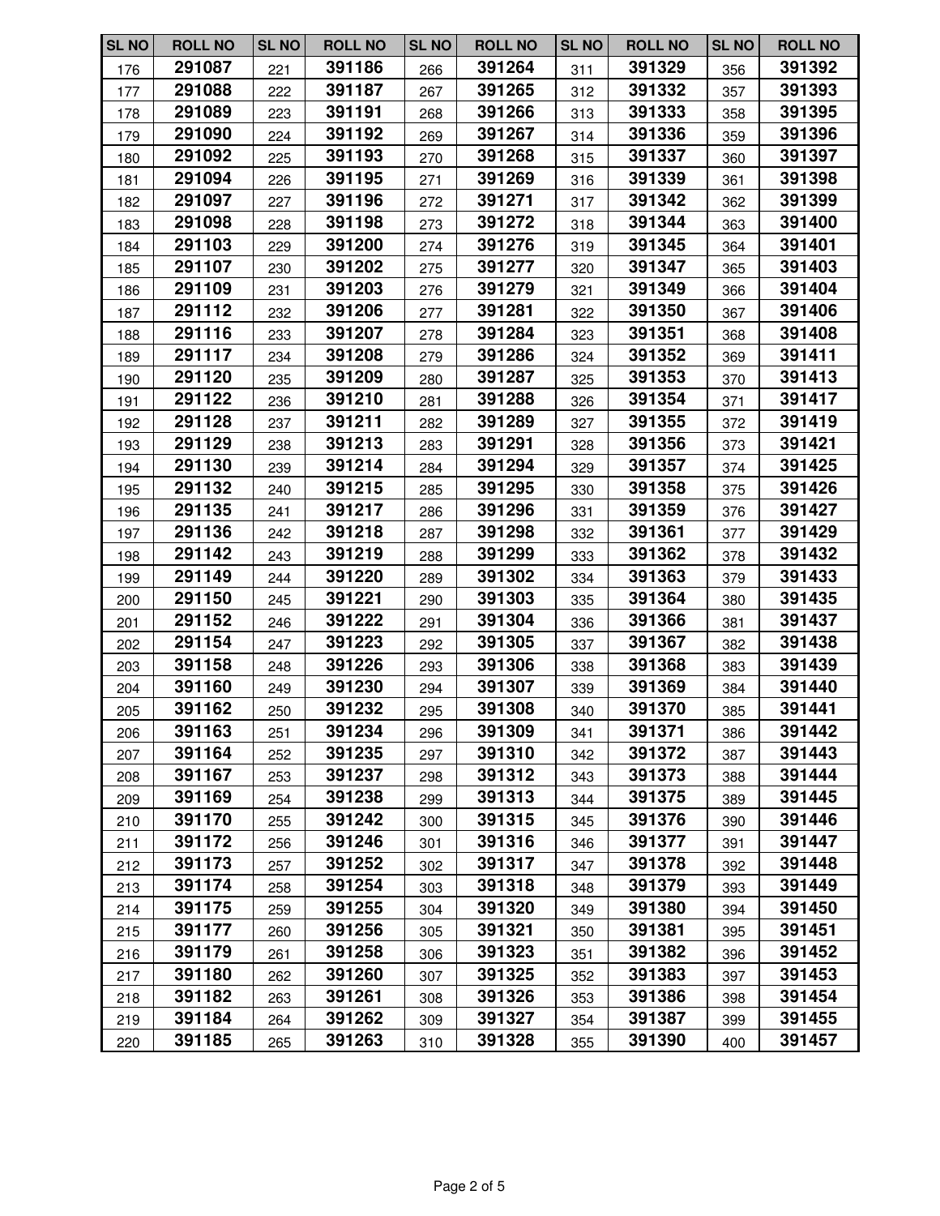| SL NO | ROLL NO | SL NO | ROLL NO | SL NO | ROLL NO | SL NO | ROLL NO | SL NO | ROLL NO |
|---|---|---|---|---|---|---|---|---|---|
| 176 | **291087** | 221 | **391186** | 266 | **391264** | 311 | **391329** | 356 | **391392** |
| 177 | **291088** | 222 | **391187** | 267 | **391265** | 312 | **391332** | 357 | **391393** |
| 178 | **291089** | 223 | **391191** | 268 | **391266** | 313 | **391333** | 358 | **391395** |
| 179 | **291090** | 224 | **391192** | 269 | **391267** | 314 | **391336** | 359 | **391396** |
| 180 | **291092** | 225 | **391193** | 270 | **391268** | 315 | **391337** | 360 | **391397** |
| 181 | **291094** | 226 | **391195** | 271 | **391269** | 316 | **391339** | 361 | **391398** |
| 182 | **291097** | 227 | **391196** | 272 | **391271** | 317 | **391342** | 362 | **391399** |
| 183 | **291098** | 228 | **391198** | 273 | **391272** | 318 | **391344** | 363 | **391400** |
| 184 | **291103** | 229 | **391200** | 274 | **391276** | 319 | **391345** | 364 | **391401** |
| 185 | **291107** | 230 | **391202** | 275 | **391277** | 320 | **391347** | 365 | **391403** |
| 186 | **291109** | 231 | **391203** | 276 | **391279** | 321 | **391349** | 366 | **391404** |
| 187 | **291112** | 232 | **391206** | 277 | **391281** | 322 | **391350** | 367 | **391406** |
| 188 | **291116** | 233 | **391207** | 278 | **391284** | 323 | **391351** | 368 | **391408** |
| 189 | **291117** | 234 | **391208** | 279 | **391286** | 324 | **391352** | 369 | **391411** |
| 190 | **291120** | 235 | **391209** | 280 | **391287** | 325 | **391353** | 370 | **391413** |
| 191 | **291122** | 236 | **391210** | 281 | **391288** | 326 | **391354** | 371 | **391417** |
| 192 | **291128** | 237 | **391211** | 282 | **391289** | 327 | **391355** | 372 | **391419** |
| 193 | **291129** | 238 | **391213** | 283 | **391291** | 328 | **391356** | 373 | **391421** |
| 194 | **291130** | 239 | **391214** | 284 | **391294** | 329 | **391357** | 374 | **391425** |
| 195 | **291132** | 240 | **391215** | 285 | **391295** | 330 | **391358** | 375 | **391426** |
| 196 | **291135** | 241 | **391217** | 286 | **391296** | 331 | **391359** | 376 | **391427** |
| 197 | **291136** | 242 | **391218** | 287 | **391298** | 332 | **391361** | 377 | **391429** |
| 198 | **291142** | 243 | **391219** | 288 | **391299** | 333 | **391362** | 378 | **391432** |
| 199 | **291149** | 244 | **391220** | 289 | **391302** | 334 | **391363** | 379 | **391433** |
| 200 | **291150** | 245 | **391221** | 290 | **391303** | 335 | **391364** | 380 | **391435** |
| 201 | **291152** | 246 | **391222** | 291 | **391304** | 336 | **391366** | 381 | **391437** |
| 202 | **291154** | 247 | **391223** | 292 | **391305** | 337 | **391367** | 382 | **391438** |
| 203 | **391158** | 248 | **391226** | 293 | **391306** | 338 | **391368** | 383 | **391439** |
| 204 | **391160** | 249 | **391230** | 294 | **391307** | 339 | **391369** | 384 | **391440** |
| 205 | **391162** | 250 | **391232** | 295 | **391308** | 340 | **391370** | 385 | **391441** |
| 206 | **391163** | 251 | **391234** | 296 | **391309** | 341 | **391371** | 386 | **391442** |
| 207 | **391164** | 252 | **391235** | 297 | **391310** | 342 | **391372** | 387 | **391443** |
| 208 | **391167** | 253 | **391237** | 298 | **391312** | 343 | **391373** | 388 | **391444** |
| 209 | **391169** | 254 | **391238** | 299 | **391313** | 344 | **391375** | 389 | **391445** |
| 210 | **391170** | 255 | **391242** | 300 | **391315** | 345 | **391376** | 390 | **391446** |
| 211 | **391172** | 256 | **391246** | 301 | **391316** | 346 | **391377** | 391 | **391447** |
| 212 | **391173** | 257 | **391252** | 302 | **391317** | 347 | **391378** | 392 | **391448** |
| 213 | **391174** | 258 | **391254** | 303 | **391318** | 348 | **391379** | 393 | **391449** |
| 214 | **391175** | 259 | **391255** | 304 | **391320** | 349 | **391380** | 394 | **391450** |
| 215 | **391177** | 260 | **391256** | 305 | **391321** | 350 | **391381** | 395 | **391451** |
| 216 | **391179** | 261 | **391258** | 306 | **391323** | 351 | **391382** | 396 | **391452** |
| 217 | **391180** | 262 | **391260** | 307 | **391325** | 352 | **391383** | 397 | **391453** |
| 218 | **391182** | 263 | **391261** | 308 | **391326** | 353 | **391386** | 398 | **391454** |
| 219 | **391184** | 264 | **391262** | 309 | **391327** | 354 | **391387** | 399 | **391455** |
| 220 | **391185** | 265 | **391263** | 310 | **391328** | 355 | **391390** | 400 | **391457** |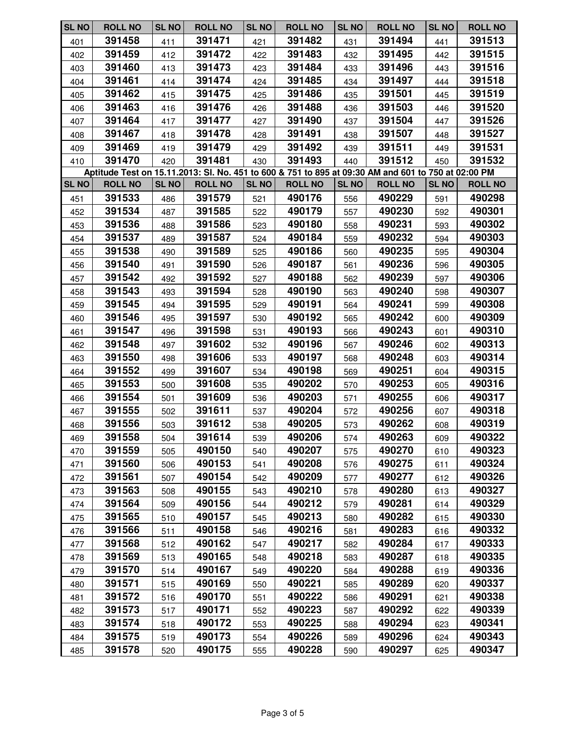| SL NO | ROLL NO | SL NO | ROLL NO | SL NO | ROLL NO | SL NO | ROLL NO | SL NO | ROLL NO |
|---|---|---|---|---|---|---|---|---|---|
| 401 | **391458** | 411 | **391471** | 421 | **391482** | 431 | **391494** | 441 | **391513** |
| 402 | **391459** | 412 | **391472** | 422 | **391483** | 432 | **391495** | 442 | **391515** |
| 403 | **391460** | 413 | **391473** | 423 | **391484** | 433 | **391496** | 443 | **391516** |
| 404 | **391461** | 414 | **391474** | 424 | **391485** | 434 | **391497** | 444 | **391518** |
| 405 | **391462** | 415 | **391475** | 425 | **391486** | 435 | **391501** | 445 | **391519** |
| 406 | **391463** | 416 | **391476** | 426 | **391488** | 436 | **391503** | 446 | **391520** |
| 407 | **391464** | 417 | **391477** | 427 | **391490** | 437 | **391504** | 447 | **391526** |
| 408 | **391467** | 418 | **391478** | 428 | **391491** | 438 | **391507** | 448 | **391527** |
| 409 | **391469** | 419 | **391479** | 429 | **391492** | 439 | **391511** | 449 | **391531** |
| 410 | **391470** | 420 | **391481** | 430 | **391493** | 440 | **391512** | 450 | **391532** |

**Aptitude Test on 15.11.2013: Sl. No. 451 to 600 & 751 to 895 at 09:30 AM and 601 to 750 at 02:00 PM**

| SL NO | ROLL NO | SL NO | ROLL NO | SL NO | ROLL NO | SL NO | ROLL NO | SL NO | ROLL NO |
|---|---|---|---|---|---|---|---|---|---|
| 451 | **391533** | 486 | **391579** | 521 | **490176** | 556 | **490229** | 591 | **490298** |
| 452 | **391534** | 487 | **391585** | 522 | **490179** | 557 | **490230** | 592 | **490301** |
| 453 | **391536** | 488 | **391586** | 523 | **490180** | 558 | **490231** | 593 | **490302** |
| 454 | **391537** | 489 | **391587** | 524 | **490184** | 559 | **490232** | 594 | **490303** |
| 455 | **391538** | 490 | **391589** | 525 | **490186** | 560 | **490235** | 595 | **490304** |
| 456 | **391540** | 491 | **391590** | 526 | **490187** | 561 | **490236** | 596 | **490305** |
| 457 | **391542** | 492 | **391592** | 527 | **490188** | 562 | **490239** | 597 | **490306** |
| 458 | **391543** | 493 | **391594** | 528 | **490190** | 563 | **490240** | 598 | **490307** |
| 459 | **391545** | 494 | **391595** | 529 | **490191** | 564 | **490241** | 599 | **490308** |
| 460 | **391546** | 495 | **391597** | 530 | **490192** | 565 | **490242** | 600 | **490309** |
| 461 | **391547** | 496 | **391598** | 531 | **490193** | 566 | **490243** | 601 | **490310** |
| 462 | **391548** | 497 | **391602** | 532 | **490196** | 567 | **490246** | 602 | **490313** |
| 463 | **391550** | 498 | **391606** | 533 | **490197** | 568 | **490248** | 603 | **490314** |
| 464 | **391552** | 499 | **391607** | 534 | **490198** | 569 | **490251** | 604 | **490315** |
| 465 | **391553** | 500 | **391608** | 535 | **490202** | 570 | **490253** | 605 | **490316** |
| 466 | **391554** | 501 | **391609** | 536 | **490203** | 571 | **490255** | 606 | **490317** |
| 467 | **391555** | 502 | **391611** | 537 | **490204** | 572 | **490256** | 607 | **490318** |
| 468 | **391556** | 503 | **391612** | 538 | **490205** | 573 | **490262** | 608 | **490319** |
| 469 | **391558** | 504 | **391614** | 539 | **490206** | 574 | **490263** | 609 | **490322** |
| 470 | **391559** | 505 | **490150** | 540 | **490207** | 575 | **490270** | 610 | **490323** |
| 471 | **391560** | 506 | **490153** | 541 | **490208** | 576 | **490275** | 611 | **490324** |
| 472 | **391561** | 507 | **490154** | 542 | **490209** | 577 | **490277** | 612 | **490326** |
| 473 | **391563** | 508 | **490155** | 543 | **490210** | 578 | **490280** | 613 | **490327** |
| 474 | **391564** | 509 | **490156** | 544 | **490212** | 579 | **490281** | 614 | **490329** |
| 475 | **391565** | 510 | **490157** | 545 | **490213** | 580 | **490282** | 615 | **490330** |
| 476 | **391566** | 511 | **490158** | 546 | **490216** | 581 | **490283** | 616 | **490332** |
| 477 | **391568** | 512 | **490162** | 547 | **490217** | 582 | **490284** | 617 | **490333** |
| 478 | **391569** | 513 | **490165** | 548 | **490218** | 583 | **490287** | 618 | **490335** |
| 479 | **391570** | 514 | **490167** | 549 | **490220** | 584 | **490288** | 619 | **490336** |
| 480 | **391571** | 515 | **490169** | 550 | **490221** | 585 | **490289** | 620 | **490337** |
| 481 | **391572** | 516 | **490170** | 551 | **490222** | 586 | **490291** | 621 | **490338** |
| 482 | **391573** | 517 | **490171** | 552 | **490223** | 587 | **490292** | 622 | **490339** |
| 483 | **391574** | 518 | **490172** | 553 | **490225** | 588 | **490294** | 623 | **490341** |
| 484 | **391575** | 519 | **490173** | 554 | **490226** | 589 | **490296** | 624 | **490343** |
| 485 | **391578** | 520 | **490175** | 555 | **490228** | 590 | **490297** | 625 | **490347** |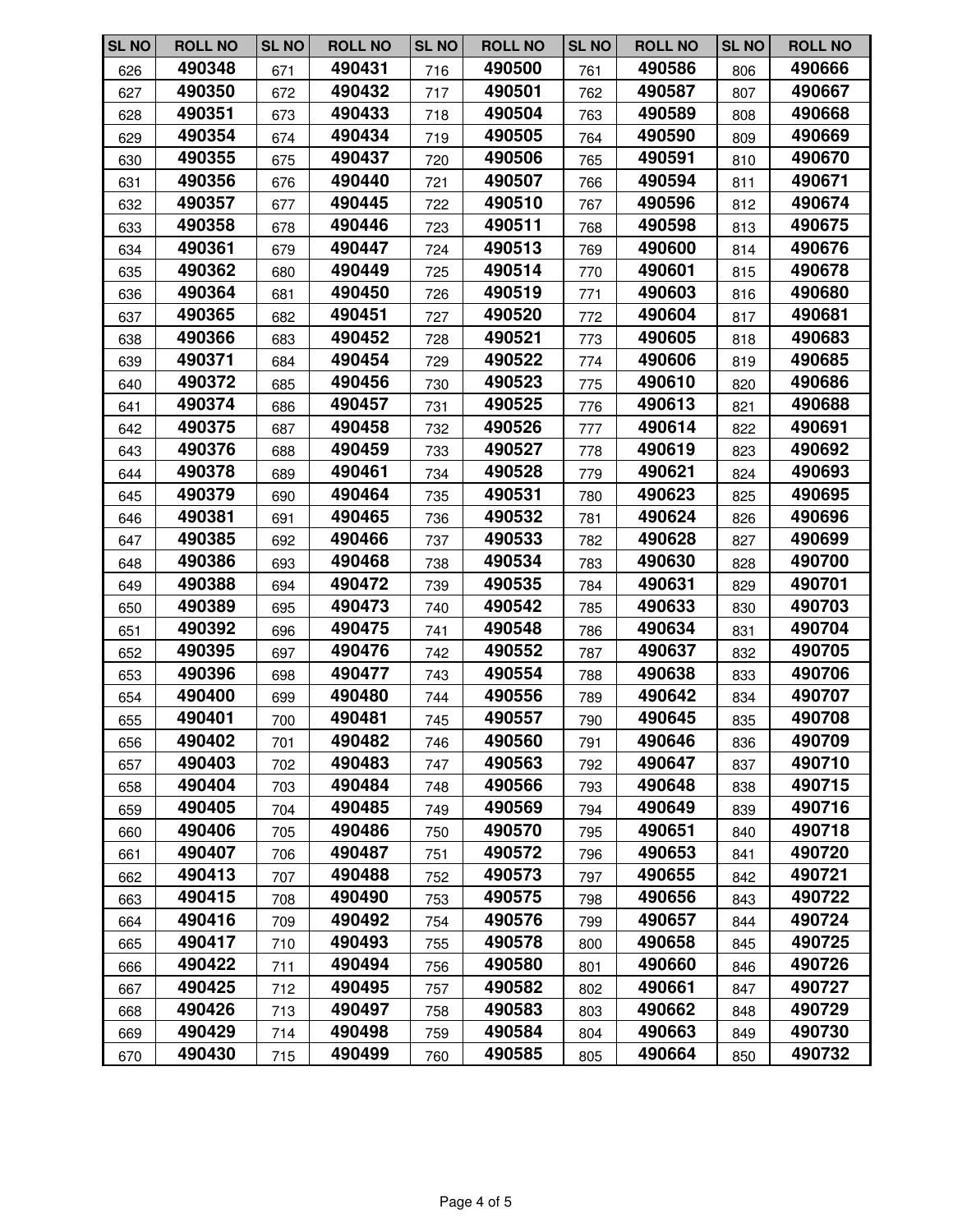| SL NO | ROLL NO | SL NO | ROLL NO | SL NO | ROLL NO | SL NO | ROLL NO | SL NO | ROLL NO |
|---|---|---|---|---|---|---|---|---|---|
| 626 | 490348 | 671 | 490431 | 716 | 490500 | 761 | 490586 | 806 | 490666 |
| 627 | 490350 | 672 | 490432 | 717 | 490501 | 762 | 490587 | 807 | 490667 |
| 628 | 490351 | 673 | 490433 | 718 | 490504 | 763 | 490589 | 808 | 490668 |
| 629 | 490354 | 674 | 490434 | 719 | 490505 | 764 | 490590 | 809 | 490669 |
| 630 | 490355 | 675 | 490437 | 720 | 490506 | 765 | 490591 | 810 | 490670 |
| 631 | 490356 | 676 | 490440 | 721 | 490507 | 766 | 490594 | 811 | 490671 |
| 632 | 490357 | 677 | 490445 | 722 | 490510 | 767 | 490596 | 812 | 490674 |
| 633 | 490358 | 678 | 490446 | 723 | 490511 | 768 | 490598 | 813 | 490675 |
| 634 | 490361 | 679 | 490447 | 724 | 490513 | 769 | 490600 | 814 | 490676 |
| 635 | 490362 | 680 | 490449 | 725 | 490514 | 770 | 490601 | 815 | 490678 |
| 636 | 490364 | 681 | 490450 | 726 | 490519 | 771 | 490603 | 816 | 490680 |
| 637 | 490365 | 682 | 490451 | 727 | 490520 | 772 | 490604 | 817 | 490681 |
| 638 | 490366 | 683 | 490452 | 728 | 490521 | 773 | 490605 | 818 | 490683 |
| 639 | 490371 | 684 | 490454 | 729 | 490522 | 774 | 490606 | 819 | 490685 |
| 640 | 490372 | 685 | 490456 | 730 | 490523 | 775 | 490610 | 820 | 490686 |
| 641 | 490374 | 686 | 490457 | 731 | 490525 | 776 | 490613 | 821 | 490688 |
| 642 | 490375 | 687 | 490458 | 732 | 490526 | 777 | 490614 | 822 | 490691 |
| 643 | 490376 | 688 | 490459 | 733 | 490527 | 778 | 490619 | 823 | 490692 |
| 644 | 490378 | 689 | 490461 | 734 | 490528 | 779 | 490621 | 824 | 490693 |
| 645 | 490379 | 690 | 490464 | 735 | 490531 | 780 | 490623 | 825 | 490695 |
| 646 | 490381 | 691 | 490465 | 736 | 490532 | 781 | 490624 | 826 | 490696 |
| 647 | 490385 | 692 | 490466 | 737 | 490533 | 782 | 490628 | 827 | 490699 |
| 648 | 490386 | 693 | 490468 | 738 | 490534 | 783 | 490630 | 828 | 490700 |
| 649 | 490388 | 694 | 490472 | 739 | 490535 | 784 | 490631 | 829 | 490701 |
| 650 | 490389 | 695 | 490473 | 740 | 490542 | 785 | 490633 | 830 | 490703 |
| 651 | 490392 | 696 | 490475 | 741 | 490548 | 786 | 490634 | 831 | 490704 |
| 652 | 490395 | 697 | 490476 | 742 | 490552 | 787 | 490637 | 832 | 490705 |
| 653 | 490396 | 698 | 490477 | 743 | 490554 | 788 | 490638 | 833 | 490706 |
| 654 | 490400 | 699 | 490480 | 744 | 490556 | 789 | 490642 | 834 | 490707 |
| 655 | 490401 | 700 | 490481 | 745 | 490557 | 790 | 490645 | 835 | 490708 |
| 656 | 490402 | 701 | 490482 | 746 | 490560 | 791 | 490646 | 836 | 490709 |
| 657 | 490403 | 702 | 490483 | 747 | 490563 | 792 | 490647 | 837 | 490710 |
| 658 | 490404 | 703 | 490484 | 748 | 490566 | 793 | 490648 | 838 | 490715 |
| 659 | 490405 | 704 | 490485 | 749 | 490569 | 794 | 490649 | 839 | 490716 |
| 660 | 490406 | 705 | 490486 | 750 | 490570 | 795 | 490651 | 840 | 490718 |
| 661 | 490407 | 706 | 490487 | 751 | 490572 | 796 | 490653 | 841 | 490720 |
| 662 | 490413 | 707 | 490488 | 752 | 490573 | 797 | 490655 | 842 | 490721 |
| 663 | 490415 | 708 | 490490 | 753 | 490575 | 798 | 490656 | 843 | 490722 |
| 664 | 490416 | 709 | 490492 | 754 | 490576 | 799 | 490657 | 844 | 490724 |
| 665 | 490417 | 710 | 490493 | 755 | 490578 | 800 | 490658 | 845 | 490725 |
| 666 | 490422 | 711 | 490494 | 756 | 490580 | 801 | 490660 | 846 | 490726 |
| 667 | 490425 | 712 | 490495 | 757 | 490582 | 802 | 490661 | 847 | 490727 |
| 668 | 490426 | 713 | 490497 | 758 | 490583 | 803 | 490662 | 848 | 490729 |
| 669 | 490429 | 714 | 490498 | 759 | 490584 | 804 | 490663 | 849 | 490730 |
| 670 | 490430 | 715 | 490499 | 760 | 490585 | 805 | 490664 | 850 | 490732 |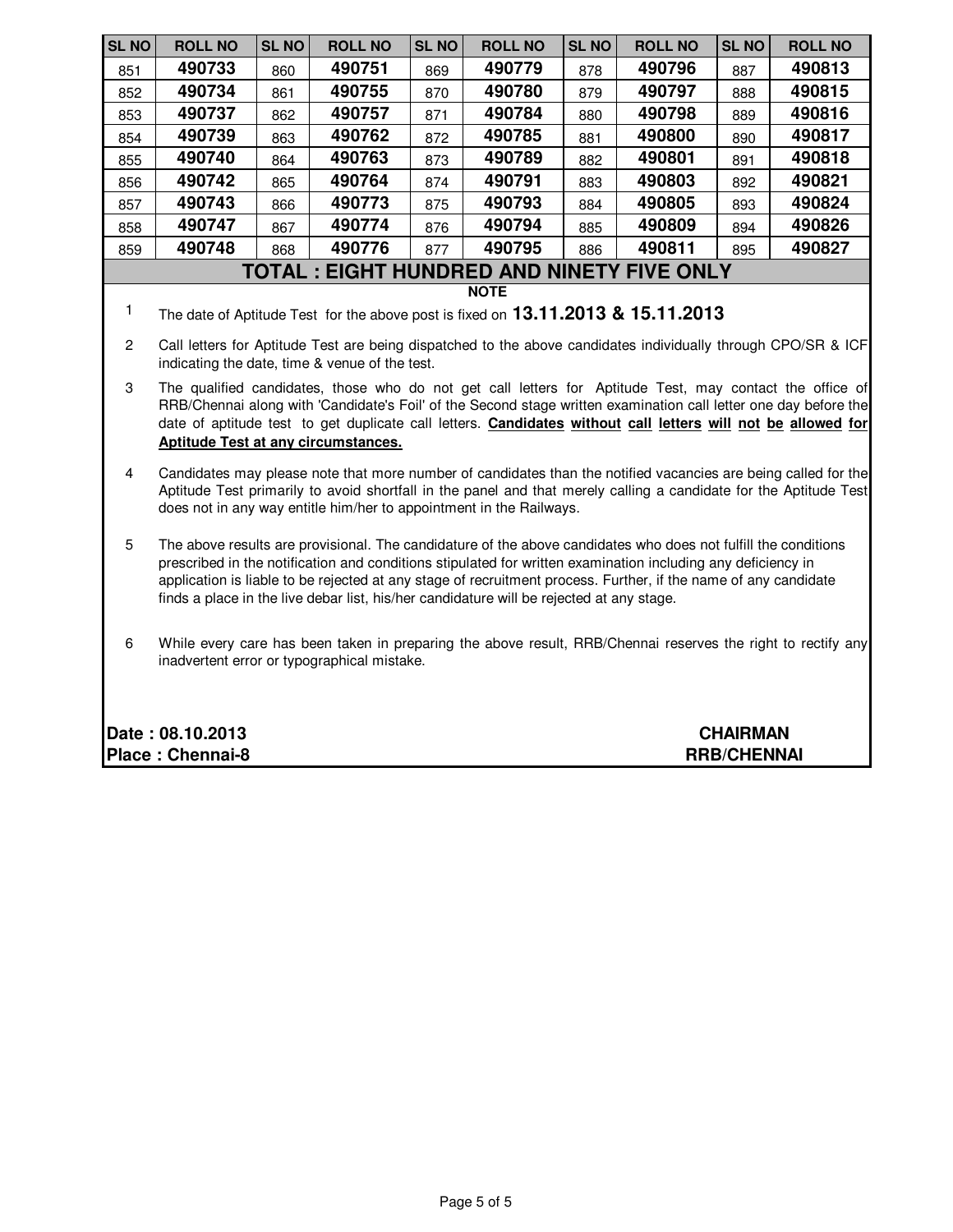| SL NO | ROLL NO | SL NO | ROLL NO | SL NO | ROLL NO | SL NO | ROLL NO | SL NO | ROLL NO |
|---|---|---|---|---|---|---|---|---|---|
| 851 | **490733** | 860 | **490751** | 869 | **490779** | 878 | **490796** | 887 | **490813** |
| 852 | **490734** | 861 | **490755** | 870 | **490780** | 879 | **490797** | 888 | **490815** |
| 853 | **490737** | 862 | **490757** | 871 | **490784** | 880 | **490798** | 889 | **490816** |
| 854 | **490739** | 863 | **490762** | 872 | **490785** | 881 | **490800** | 890 | **490817** |
| 855 | **490740** | 864 | **490763** | 873 | **490789** | 882 | **490801** | 891 | **490818** |
| 856 | **490742** | 865 | **490764** | 874 | **490791** | 883 | **490803** | 892 | **490821** |
| 857 | **490743** | 866 | **490773** | 875 | **490793** | 884 | **490805** | 893 | **490824** |
| 858 | **490747** | 867 | **490774** | 876 | **490794** | 885 | **490809** | 894 | **490826** |
| 859 | **490748** | 868 | **490776** | 877 | **490795** | 886 | **490811** | 895 | **490827** |

**TOTAL : EIGHT HUNDRED AND NINETY FIVE ONLY**

**NOTE**

1. The date of Aptitude Test for the above post is fixed on **13.11.2013 & 15.11.2013**

2. Call letters for Aptitude Test are being dispatched to the above candidates individually through CPO/SR & ICF indicating the date, time & venue of the test.

3. The qualified candidates, those who do not get call letters for Aptitude Test, may contact the office of RRB/Chennai along with 'Candidate's Foil' of the Second stage written examination call letter one day before the date of aptitude test to get duplicate call letters. **Candidates without call letters will not be allowed for Aptitude Test at any circumstances.**

4. Candidates may please note that more number of candidates than the notified vacancies are being called for the Aptitude Test primarily to avoid shortfall in the panel and that merely calling a candidate for the Aptitude Test does not in any way entitle him/her to appointment in the Railways.

5. The above results are provisional. The candidature of the above candidates who does not fulfill the conditions prescribed in the notification and conditions stipulated for written examination including any deficiency in application is liable to be rejected at any stage of recruitment process. Further, if the name of any candidate finds a place in the live debar list, his/her candidature will be rejected at any stage.

6. While every care has been taken in preparing the above result, RRB/Chennai reserves the right to rectify any inadvertent error or typographical mistake.

**Date : 08.10.2013**
**Place : Chennai-8**

**CHAIRMAN**
**RRB/CHENNAI**